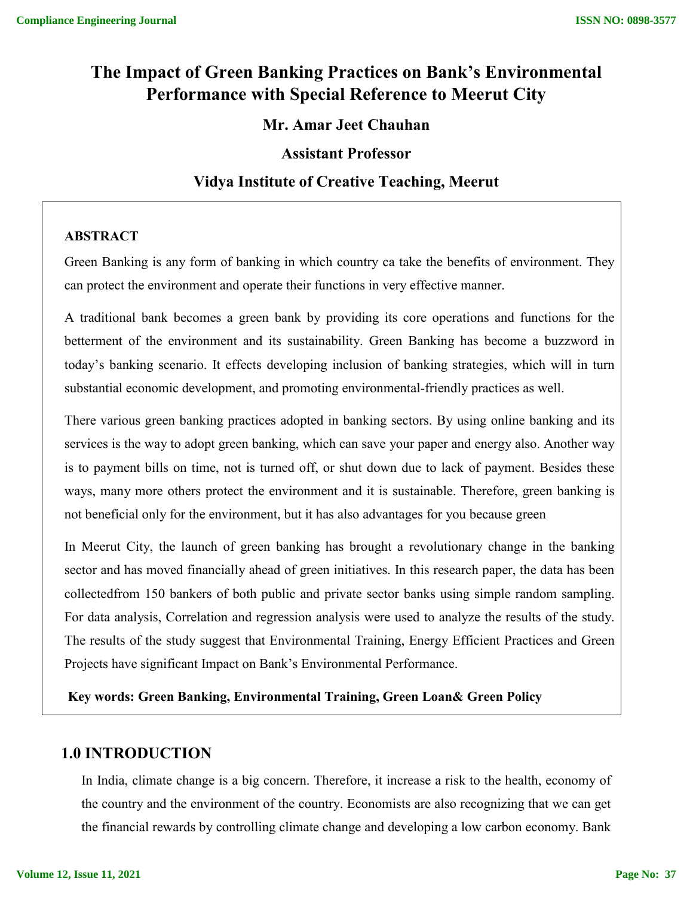# The Impact of Green Banking Practices on Bank's Environmental Performance with Special Reference to Meerut City

**Mr. Amar Jeet Chauhan**

**Assistant Professor**

**Vidya Institute of Creative Teaching, Meerut**

## ABSTRACT

Green Banking is any form of banking in which country ca take the benefits of environment. They can protect the environment and operate their functions in very effective manner.

A traditional bank becomes a green bank by providing its core operations and functions for the betterment of the environment and its sustainability. Green Banking has become a buzzword in today's banking scenario. It effects developing inclusion of banking strategies, which will in turn substantial economic development, and promoting environmental-friendly practices as well.

There various green banking practices adopted in banking sectors. By using online banking and its services is the way to adopt green banking, which can save your paper and energy also. Another way is to payment bills on time, not is turned off, or shut down due to lack of payment. Besides these ways, many more others protect the environment and it is sustainable. Therefore, green banking is not beneficial only for the environment, but it has also advantages for you because green

In Meerut City, the launch of green banking has brought a revolutionary change in the banking sector and has moved financially ahead of green initiatives. In this research paper, the data has been collectedfrom 150 bankers of both public and private sector banks using simple random sampling. For data analysis, Correlation and regression analysis were used to analyze the results of the study. The results of the study suggest that Environmental Training, Energy Efficient Practices and Green Projects have significant Impact on Bank's Environmental Performance.

**Key words: Green Banking, Environmental Training, Green Loan& Green Policy**

## 1.0 INTRODUCTION

In India, climate change is a big concern. Therefore, it increase a risk to the health, economy of the country and the environment of the country. Economists are also recognizing that we can get the financial rewards by controlling climate change and developing a low carbon economy. Bank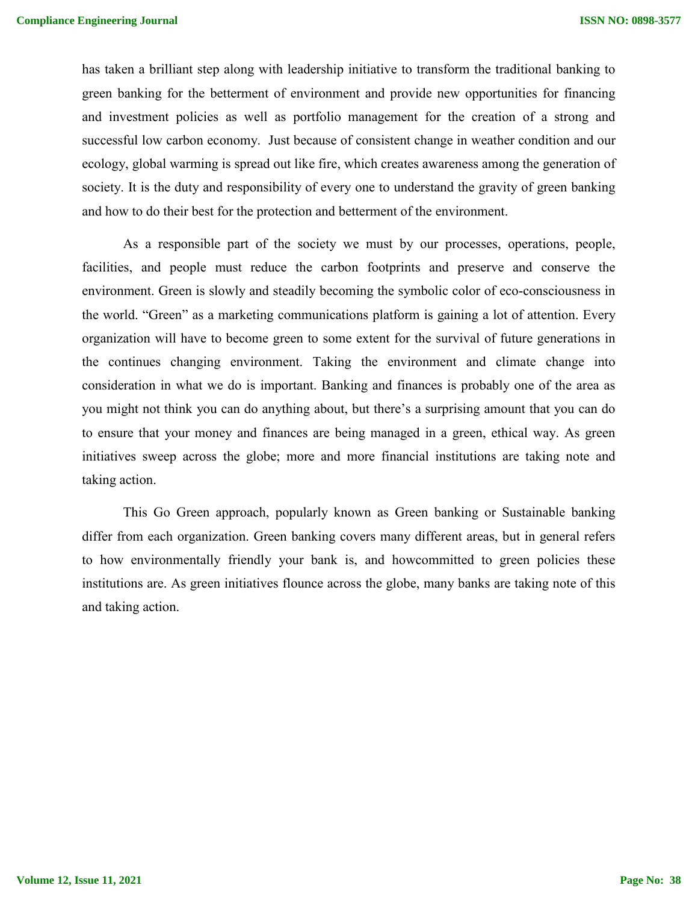has taken a brilliant step along with leadership initiative to transform the traditional banking to green banking for the betterment of environment and provide new opportunities for financing and investment policies as well as portfolio management for the creation of a strong and successful low carbon economy. Just because of consistent change in weather condition and our ecology, global warming is spread out like fire, which creates awareness among the generation of society. It is the duty and responsibility of every one to understand the gravity of green banking and how to do their best for the protection and betterment of the environment.

As a responsible part of the society we must by our processes, operations, people, facilities, and people must reduce the carbon footprints and preserve and conserve the environment. Green is slowly and steadily becoming the symbolic color of eco-consciousness in the world. "Green" as a marketing communications platform is gaining a lot of attention. Every organization will have to become green to some extent for the survival of future generations in the continues changing environment. Taking the environment and climate change into consideration in what we do is important. Banking and finances is probably one of the area as you might not think you can do anything about, but there's a surprising amount that you can do to ensure that your money and finances are being managed in a green, ethical way. As green initiatives sweep across the globe; more and more financial institutions are taking note and taking action.

This Go Green approach, popularly known as Green banking or Sustainable banking differ from each organization. Green banking covers many different areas, but in general refers to how environmentally friendly your bank is, and howcommitted to green policies these institutions are. As green initiatives flounce across the globe, many banks are taking note of this and taking action.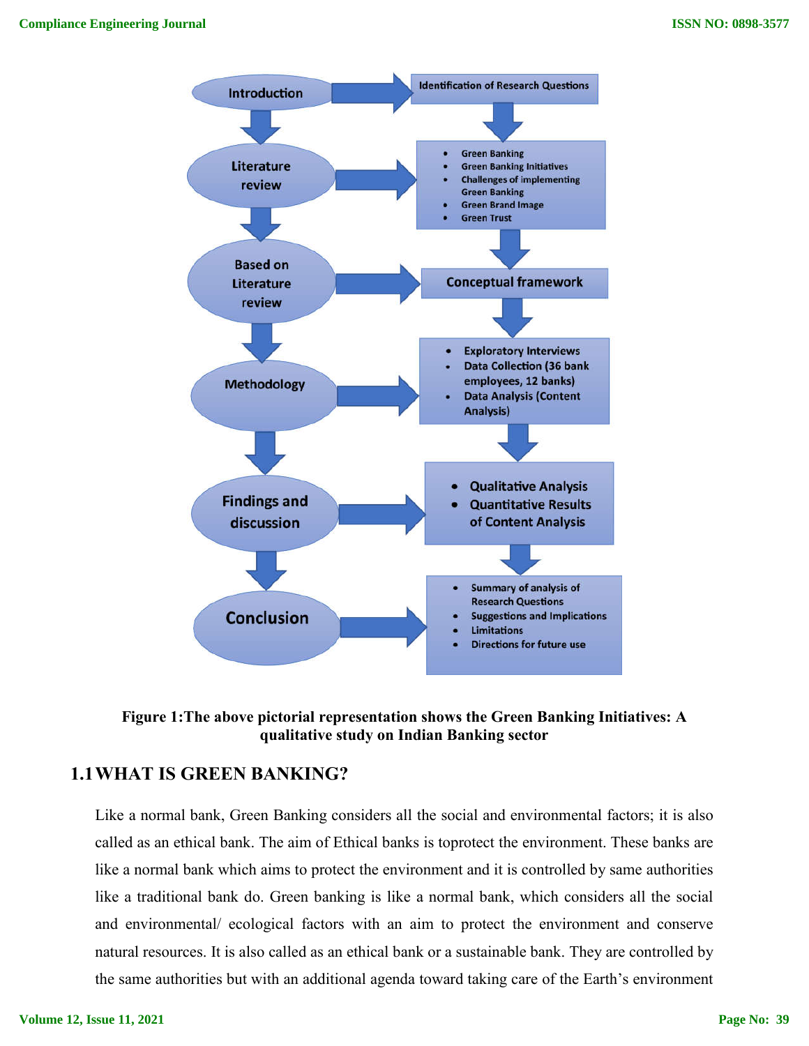- Introduction → Identification of Research Questions
- Literature review →
  - Green Banking
  - Green Banking Initiatives
  - Challenges of implementing Green Banking
  - Green Brand Image
  - Green Trust
- Based on Literature review → Conceptual framework
- Methodology →
  - Exploratory Interviews
  - Data Collection (36 bank employees, 12 banks)
  - Data Analysis (Content Analysis)
- Findings and discussion →
  - Qualitative Analysis
  - Quantitative Results of Content Analysis
- Conclusion →
  - Summary of analysis of Research Questions
  - Suggestions and Implications
  - Limitations
  - Directions for future use

**Figure 1:The above pictorial representation shows the Green Banking Initiatives: A qualitative study on Indian Banking sector**

## 1.1 WHAT IS GREEN BANKING?

Like a normal bank, Green Banking considers all the social and environmental factors; it is also called as an ethical bank. The aim of Ethical banks is toprotect the environment. These banks are like a normal bank which aims to protect the environment and it is controlled by same authorities like a traditional bank do. Green banking is like a normal bank, which considers all the social and environmental/ ecological factors with an aim to protect the environment and conserve natural resources. It is also called as an ethical bank or a sustainable bank. They are controlled by the same authorities but with an additional agenda toward taking care of the Earth's environment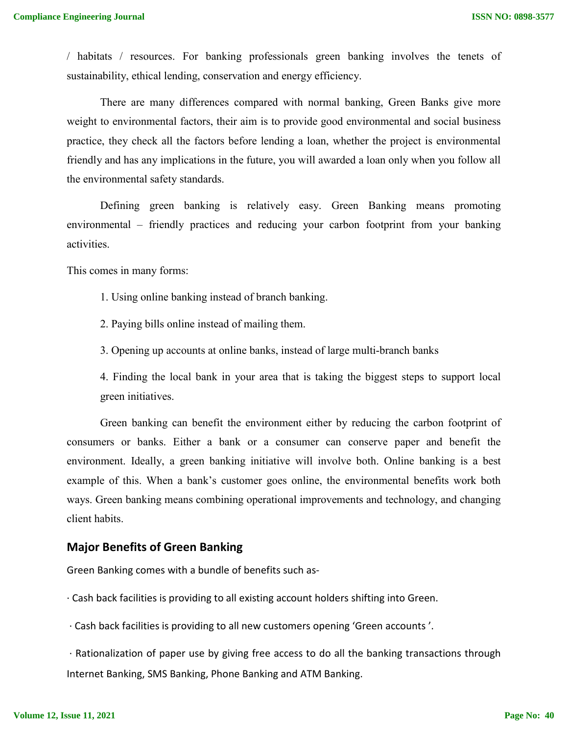/ habitats / resources. For banking professionals green banking involves the tenets of sustainability, ethical lending, conservation and energy efficiency.

There are many differences compared with normal banking, Green Banks give more weight to environmental factors, their aim is to provide good environmental and social business practice, they check all the factors before lending a loan, whether the project is environmental friendly and has any implications in the future, you will awarded a loan only when you follow all the environmental safety standards.

Defining green banking is relatively easy. Green Banking means promoting environmental – friendly practices and reducing your carbon footprint from your banking activities.

This comes in many forms:

1. Using online banking instead of branch banking.
2. Paying bills online instead of mailing them.
3. Opening up accounts at online banks, instead of large multi-branch banks
4. Finding the local bank in your area that is taking the biggest steps to support local green initiatives.

Green banking can benefit the environment either by reducing the carbon footprint of consumers or banks. Either a bank or a consumer can conserve paper and benefit the environment. Ideally, a green banking initiative will involve both. Online banking is a best example of this. When a bank's customer goes online, the environmental benefits work both ways. Green banking means combining operational improvements and technology, and changing client habits.

## Major Benefits of Green Banking

Green Banking comes with a bundle of benefits such as-

· Cash back facilities is providing to all existing account holders shifting into Green.

· Cash back facilities is providing to all new customers opening 'Green accounts '.

· Rationalization of paper use by giving free access to do all the banking transactions through Internet Banking, SMS Banking, Phone Banking and ATM Banking.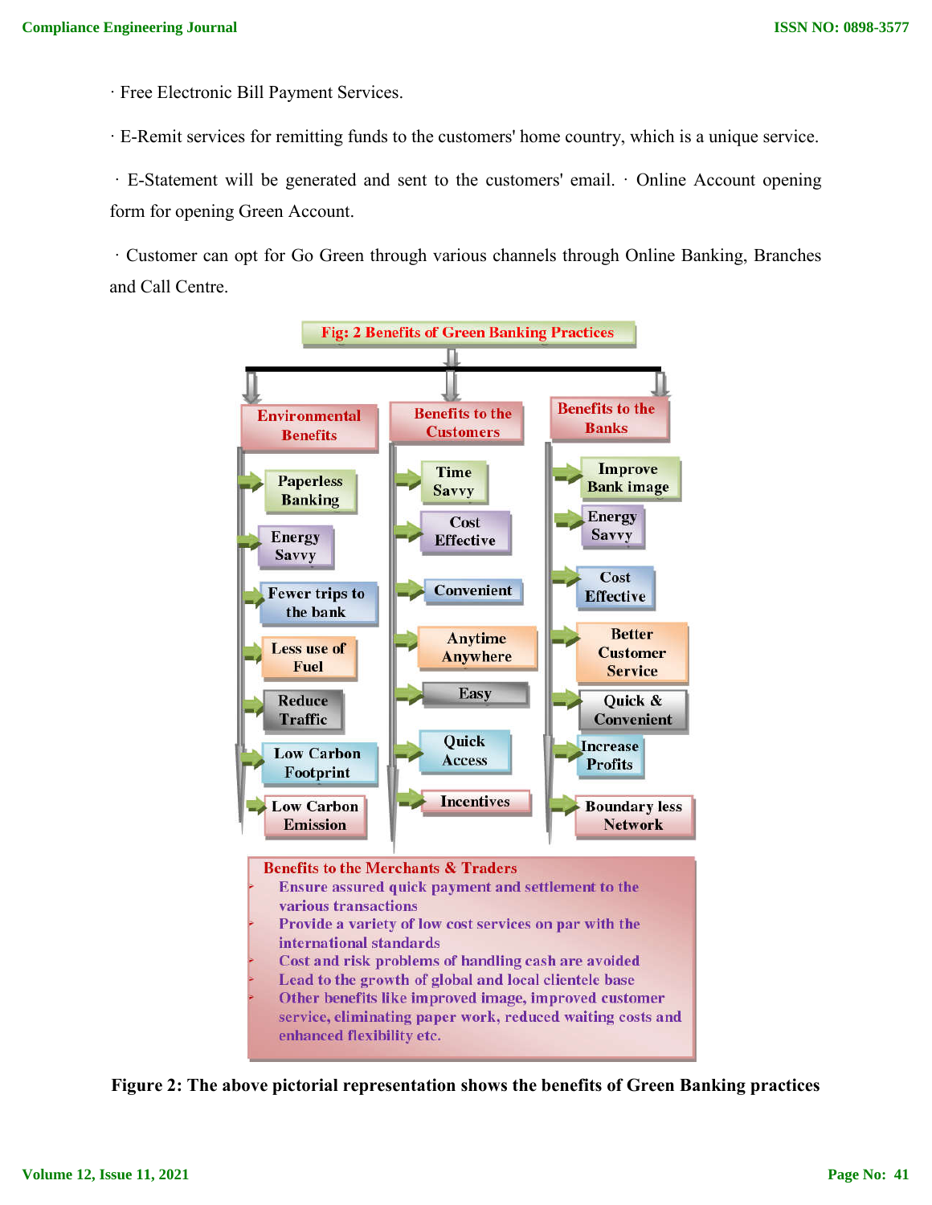· Free Electronic Bill Payment Services.

· E-Remit services for remitting funds to the customers' home country, which is a unique service.

· E-Statement will be generated and sent to the customers' email. · Online Account opening form for opening Green Account.

· Customer can opt for Go Green through various channels through Online Banking, Branches and Call Centre.

**Fig: 2 Benefits of Green Banking Practices**

**Environmental Benefits**
- Paperless Banking
- Energy Savvy
- Fewer trips to the bank
- Less use of Fuel
- Reduce Traffic
- Low Carbon Footprint
- Low Carbon Emission

**Benefits to the Customers**
- Time Savvy
- Cost Effective
- Convenient
- Anytime Anywhere
- Easy
- Quick Access
- Incentives

**Benefits to the Banks**
- Improve Bank image
- Energy Savvy
- Cost Effective
- Better Customer Service
- Quick & Convenient
- Increase Profits
- Boundary less Network

**Benefits to the Merchants & Traders**
- Ensure assured quick payment and settlement to the various transactions
- Provide a variety of low cost services on par with the international standards
- Cost and risk problems of handling cash are avoided
- Lead to the growth of global and local clientele base
- Other benefits like improved image, improved customer service, eliminating paper work, reduced waiting costs and enhanced flexibility etc.

**Figure 2: The above pictorial representation shows the benefits of Green Banking practices**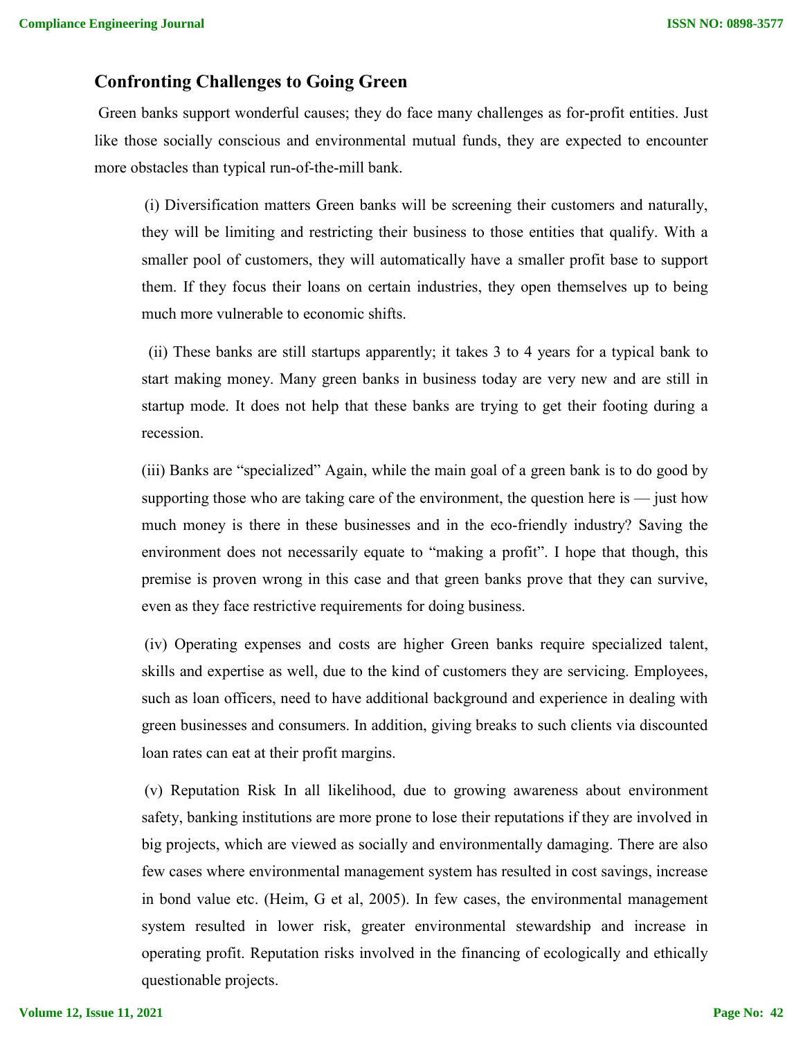## Confronting Challenges to Going Green

Green banks support wonderful causes; they do face many challenges as for-profit entities. Just like those socially conscious and environmental mutual funds, they are expected to encounter more obstacles than typical run-of-the-mill bank.

(i) Diversification matters Green banks will be screening their customers and naturally, they will be limiting and restricting their business to those entities that qualify. With a smaller pool of customers, they will automatically have a smaller profit base to support them. If they focus their loans on certain industries, they open themselves up to being much more vulnerable to economic shifts.

(ii) These banks are still startups apparently; it takes 3 to 4 years for a typical bank to start making money. Many green banks in business today are very new and are still in startup mode. It does not help that these banks are trying to get their footing during a recession.

(iii) Banks are "specialized" Again, while the main goal of a green bank is to do good by supporting those who are taking care of the environment, the question here is — just how much money is there in these businesses and in the eco-friendly industry? Saving the environment does not necessarily equate to "making a profit". I hope that though, this premise is proven wrong in this case and that green banks prove that they can survive, even as they face restrictive requirements for doing business.

(iv) Operating expenses and costs are higher Green banks require specialized talent, skills and expertise as well, due to the kind of customers they are servicing. Employees, such as loan officers, need to have additional background and experience in dealing with green businesses and consumers. In addition, giving breaks to such clients via discounted loan rates can eat at their profit margins.

(v) Reputation Risk In all likelihood, due to growing awareness about environment safety, banking institutions are more prone to lose their reputations if they are involved in big projects, which are viewed as socially and environmentally damaging. There are also few cases where environmental management system has resulted in cost savings, increase in bond value etc. (Heim, G et al, 2005). In few cases, the environmental management system resulted in lower risk, greater environmental stewardship and increase in operating profit. Reputation risks involved in the financing of ecologically and ethically questionable projects.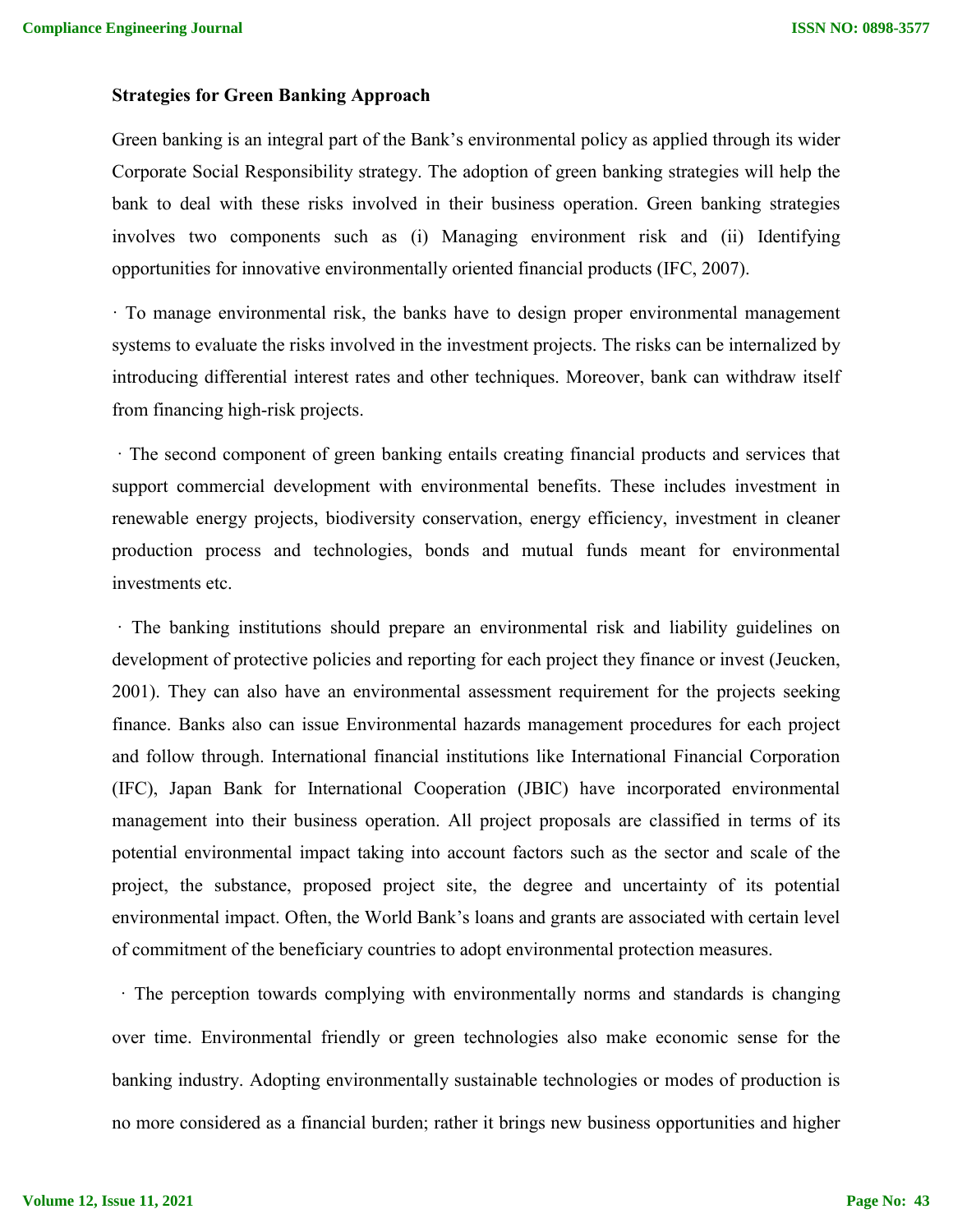**Strategies for Green Banking Approach**

Green banking is an integral part of the Bank's environmental policy as applied through its wider Corporate Social Responsibility strategy. The adoption of green banking strategies will help the bank to deal with these risks involved in their business operation. Green banking strategies involves two components such as (i) Managing environment risk and (ii) Identifying opportunities for innovative environmentally oriented financial products (IFC, 2007).

· To manage environmental risk, the banks have to design proper environmental management systems to evaluate the risks involved in the investment projects. The risks can be internalized by introducing differential interest rates and other techniques. Moreover, bank can withdraw itself from financing high-risk projects.

· The second component of green banking entails creating financial products and services that support commercial development with environmental benefits. These includes investment in renewable energy projects, biodiversity conservation, energy efficiency, investment in cleaner production process and technologies, bonds and mutual funds meant for environmental investments etc.

· The banking institutions should prepare an environmental risk and liability guidelines on development of protective policies and reporting for each project they finance or invest (Jeucken, 2001). They can also have an environmental assessment requirement for the projects seeking finance. Banks also can issue Environmental hazards management procedures for each project and follow through. International financial institutions like International Financial Corporation (IFC), Japan Bank for International Cooperation (JBIC) have incorporated environmental management into their business operation. All project proposals are classified in terms of its potential environmental impact taking into account factors such as the sector and scale of the project, the substance, proposed project site, the degree and uncertainty of its potential environmental impact. Often, the World Bank's loans and grants are associated with certain level of commitment of the beneficiary countries to adopt environmental protection measures.

· The perception towards complying with environmentally norms and standards is changing over time. Environmental friendly or green technologies also make economic sense for the banking industry. Adopting environmentally sustainable technologies or modes of production is no more considered as a financial burden; rather it brings new business opportunities and higher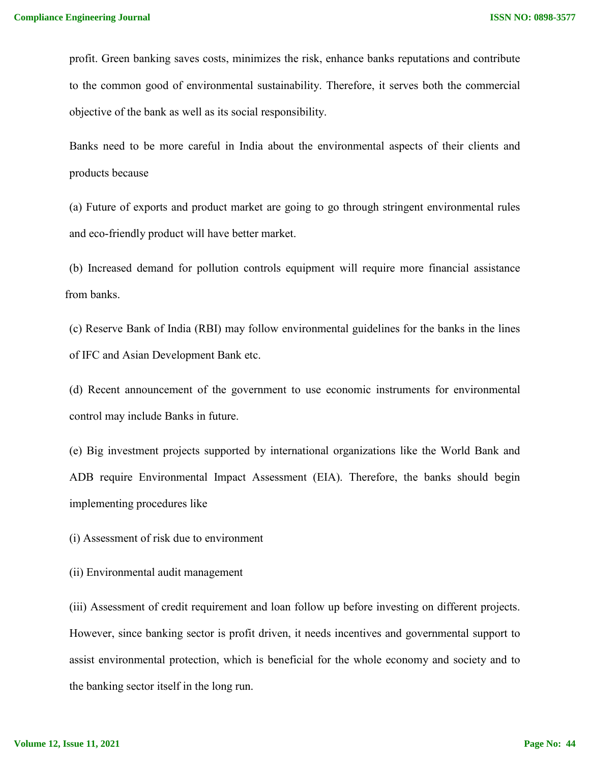profit. Green banking saves costs, minimizes the risk, enhance banks reputations and contribute to the common good of environmental sustainability. Therefore, it serves both the commercial objective of the bank as well as its social responsibility.

Banks need to be more careful in India about the environmental aspects of their clients and products because

(a) Future of exports and product market are going to go through stringent environmental rules and eco-friendly product will have better market.

(b) Increased demand for pollution controls equipment will require more financial assistance from banks.

(c) Reserve Bank of India (RBI) may follow environmental guidelines for the banks in the lines of IFC and Asian Development Bank etc.

(d) Recent announcement of the government to use economic instruments for environmental control may include Banks in future.

(e) Big investment projects supported by international organizations like the World Bank and ADB require Environmental Impact Assessment (EIA). Therefore, the banks should begin implementing procedures like

(i) Assessment of risk due to environment

(ii) Environmental audit management

(iii) Assessment of credit requirement and loan follow up before investing on different projects. However, since banking sector is profit driven, it needs incentives and governmental support to assist environmental protection, which is beneficial for the whole economy and society and to the banking sector itself in the long run.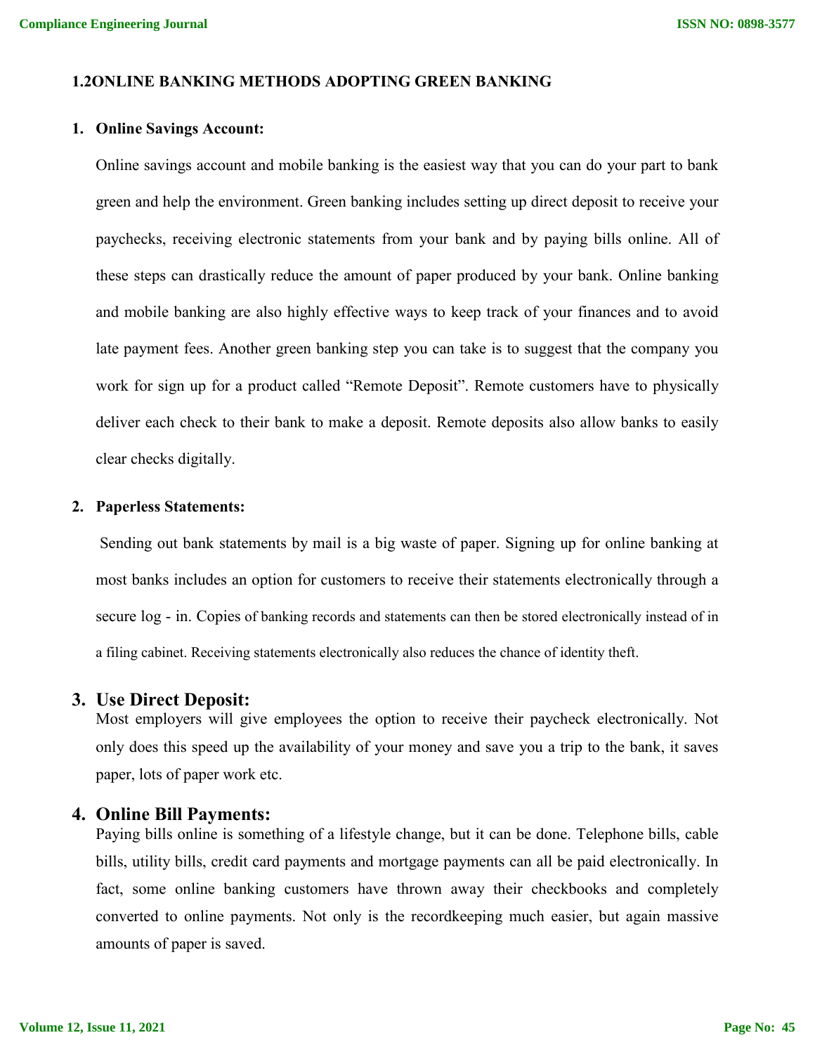## 1.2ONLINE BANKING METHODS ADOPTING GREEN BANKING

1. **Online Savings Account:**

   Online savings account and mobile banking is the easiest way that you can do your part to bank green and help the environment. Green banking includes setting up direct deposit to receive your paychecks, receiving electronic statements from your bank and by paying bills online. All of these steps can drastically reduce the amount of paper produced by your bank. Online banking and mobile banking are also highly effective ways to keep track of your finances and to avoid late payment fees. Another green banking step you can take is to suggest that the company you work for sign up for a product called "Remote Deposit". Remote customers have to physically deliver each check to their bank to make a deposit. Remote deposits also allow banks to easily clear checks digitally.

2. **Paperless Statements:**

   Sending out bank statements by mail is a big waste of paper. Signing up for online banking at most banks includes an option for customers to receive their statements electronically through a secure log - in. Copies of banking records and statements can then be stored electronically instead of in a filing cabinet. Receiving statements electronically also reduces the chance of identity theft.

3. **Use Direct Deposit:**

   Most employers will give employees the option to receive their paycheck electronically. Not only does this speed up the availability of your money and save you a trip to the bank, it saves paper, lots of paper work etc.

4. **Online Bill Payments:**

   Paying bills online is something of a lifestyle change, but it can be done. Telephone bills, cable bills, utility bills, credit card payments and mortgage payments can all be paid electronically. In fact, some online banking customers have thrown away their checkbooks and completely converted to online payments. Not only is the recordkeeping much easier, but again massive amounts of paper is saved.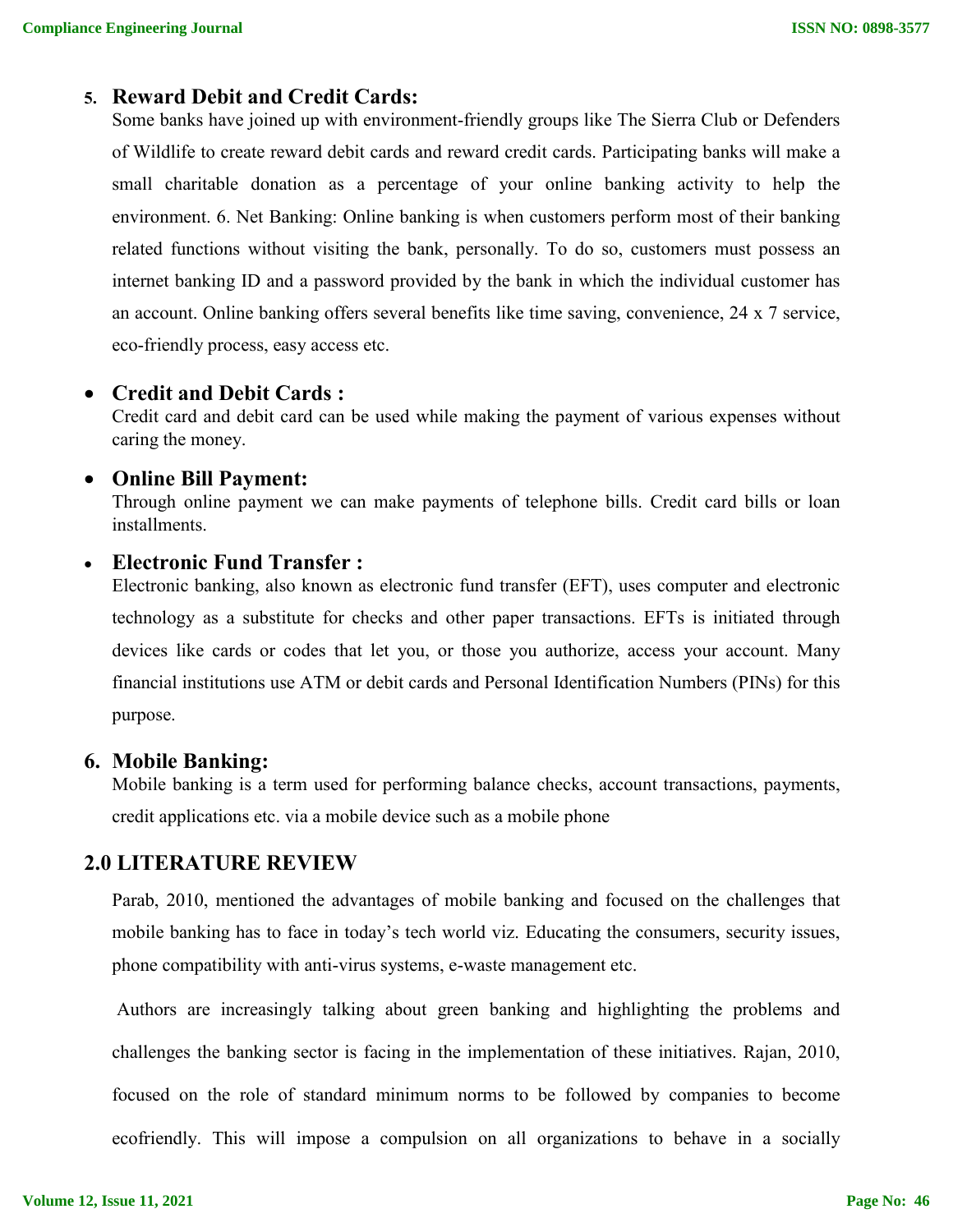5. **Reward Debit and Credit Cards:**
   Some banks have joined up with environment-friendly groups like The Sierra Club or Defenders of Wildlife to create reward debit cards and reward credit cards. Participating banks will make a small charitable donation as a percentage of your online banking activity to help the environment. 6. Net Banking: Online banking is when customers perform most of their banking related functions without visiting the bank, personally. To do so, customers must possess an internet banking ID and a password provided by the bank in which the individual customer has an account. Online banking offers several benefits like time saving, convenience, 24 x 7 service, eco-friendly process, easy access etc.

- **Credit and Debit Cards :**
  Credit card and debit card can be used while making the payment of various expenses without caring the money.

- **Online Bill Payment:**
  Through online payment we can make payments of telephone bills. Credit card bills or loan installments.

- **Electronic Fund Transfer :**
  Electronic banking, also known as electronic fund transfer (EFT), uses computer and electronic technology as a substitute for checks and other paper transactions. EFTs is initiated through devices like cards or codes that let you, or those you authorize, access your account. Many financial institutions use ATM or debit cards and Personal Identification Numbers (PINs) for this purpose.

6. **Mobile Banking:**
   Mobile banking is a term used for performing balance checks, account transactions, payments, credit applications etc. via a mobile device such as a mobile phone

## 2.0 LITERATURE REVIEW

Parab, 2010, mentioned the advantages of mobile banking and focused on the challenges that mobile banking has to face in today's tech world viz. Educating the consumers, security issues, phone compatibility with anti-virus systems, e-waste management etc.

Authors are increasingly talking about green banking and highlighting the problems and challenges the banking sector is facing in the implementation of these initiatives. Rajan, 2010, focused on the role of standard minimum norms to be followed by companies to become ecofriendly. This will impose a compulsion on all organizations to behave in a socially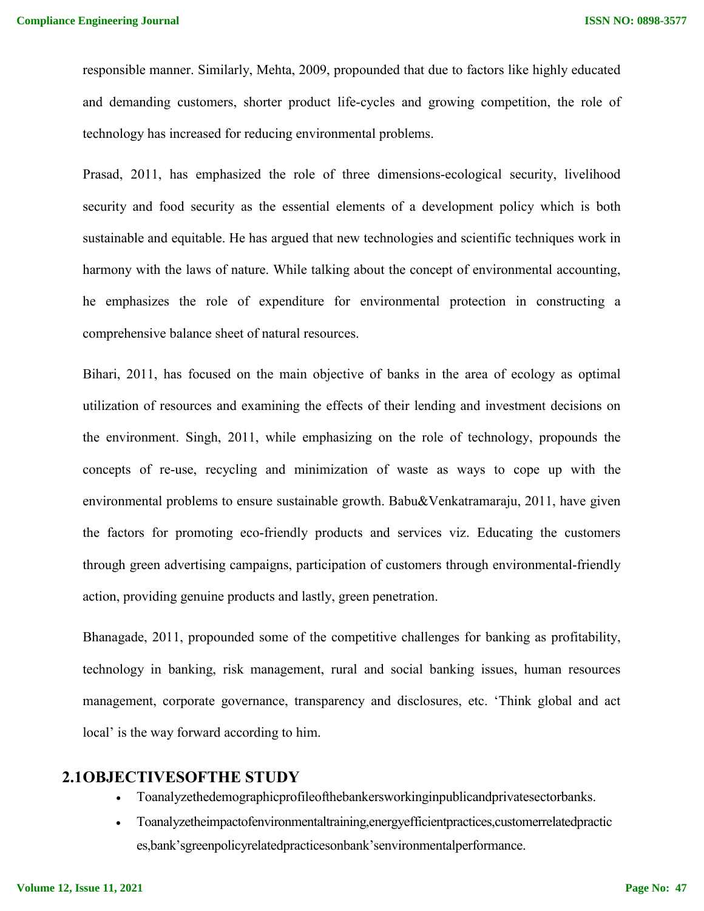responsible manner. Similarly, Mehta, 2009, propounded that due to factors like highly educated and demanding customers, shorter product life-cycles and growing competition, the role of technology has increased for reducing environmental problems.

Prasad, 2011, has emphasized the role of three dimensions-ecological security, livelihood security and food security as the essential elements of a development policy which is both sustainable and equitable. He has argued that new technologies and scientific techniques work in harmony with the laws of nature. While talking about the concept of environmental accounting, he emphasizes the role of expenditure for environmental protection in constructing a comprehensive balance sheet of natural resources.

Bihari, 2011, has focused on the main objective of banks in the area of ecology as optimal utilization of resources and examining the effects of their lending and investment decisions on the environment. Singh, 2011, while emphasizing on the role of technology, propounds the concepts of re-use, recycling and minimization of waste as ways to cope up with the environmental problems to ensure sustainable growth. Babu&Venkatramaraju, 2011, have given the factors for promoting eco-friendly products and services viz. Educating the customers through green advertising campaigns, participation of customers through environmental-friendly action, providing genuine products and lastly, green penetration.

Bhanagade, 2011, propounded some of the competitive challenges for banking as profitability, technology in banking, risk management, rural and social banking issues, human resources management, corporate governance, transparency and disclosures, etc. 'Think global and act local' is the way forward according to him.

## 2.1OBJECTIVESOFTHE STUDY

- Toanalyzethedemographicprofileofthebankersworkinginpublicandprivatesectorbanks.
- Toanalyzetheimpactofenvironmentaltraining,energyefficientpractices,customerrelatedpractices,bank'sgreenpolicyrelatedpracticesonbank'senvironmentalperformance.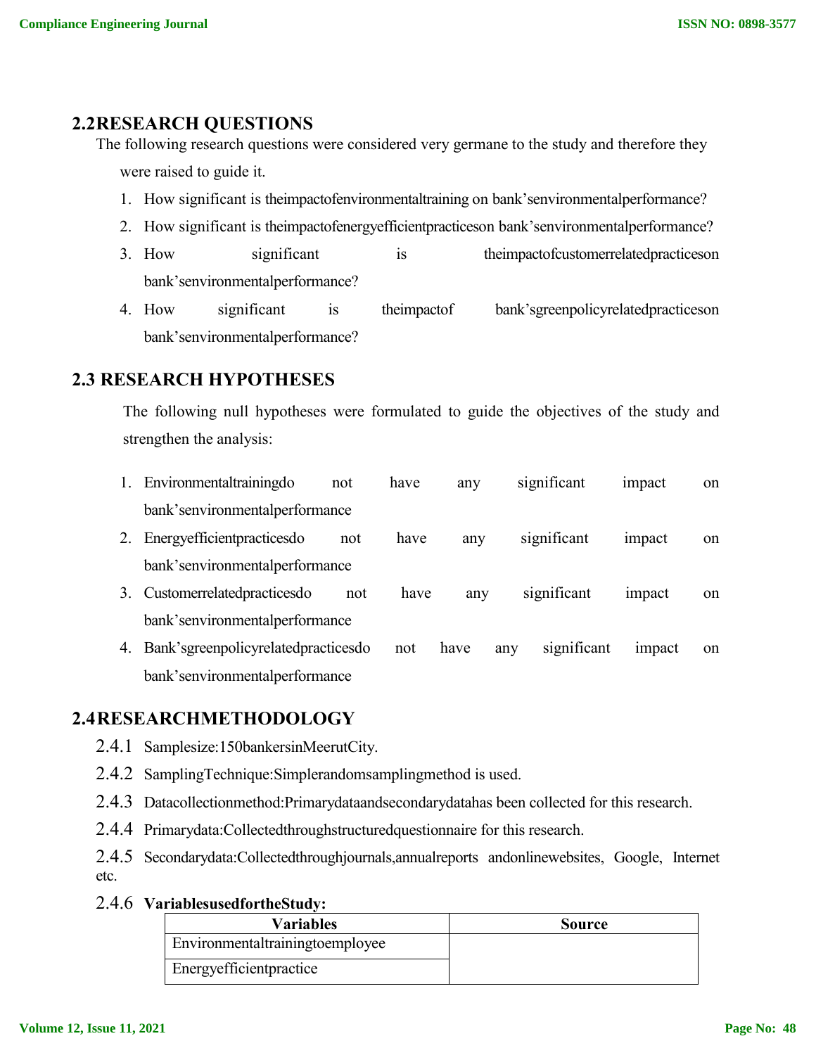## 2.2 RESEARCH QUESTIONS

The following research questions were considered very germane to the study and therefore they were raised to guide it.

1. How significant is theimpactofenvironmentaltraining on bank'senvironmentalperformance?
2. How significant is theimpactofenergyefficientpracticeson bank'senvironmentalperformance?
3. How significant is theimpactofcustomerrelatedpracticeson bank'senvironmentalperformance?
4. How significant is theimpactof bank'sgreenpolicyrelatedpracticeson bank'senvironmentalperformance?

## 2.3 RESEARCH HYPOTHESES

The following null hypotheses were formulated to guide the objectives of the study and strengthen the analysis:

1. Environmentaltrainingdo not have any significant impact on bank'senvironmentalperformance
2. Energyefficientpracticesdo not have any significant impact on bank'senvironmentalperformance
3. Customerrelatedpracticesdo not have any significant impact on bank'senvironmentalperformance
4. Bank'sgreenpolicyrelatedpracticesdo not have any significant impact on bank'senvironmentalperformance

## 2.4 RESEARCHMETHODOLOGY

2.4.1 Samplesize:150bankersinMeerutCity.

2.4.2 SamplingTechnique:Simplerandomsamplingmethod is used.

2.4.3 Datacollectionmethod:Primarydataandsecondarydatahas been collected for this research.

2.4.4 Primarydata:Collectedthroughstructuredquestionnaire for this research.

2.4.5 Secondarydata:Collectedthroughjournals,annualreports andonlinewebsites, Google, Internet etc.

2.4.6 **VariablesusedfortheStudy:**

| Variables | Source |
| --- | --- |
| Environmentaltrainingtoemployee | |
| Energyefficientpractice | |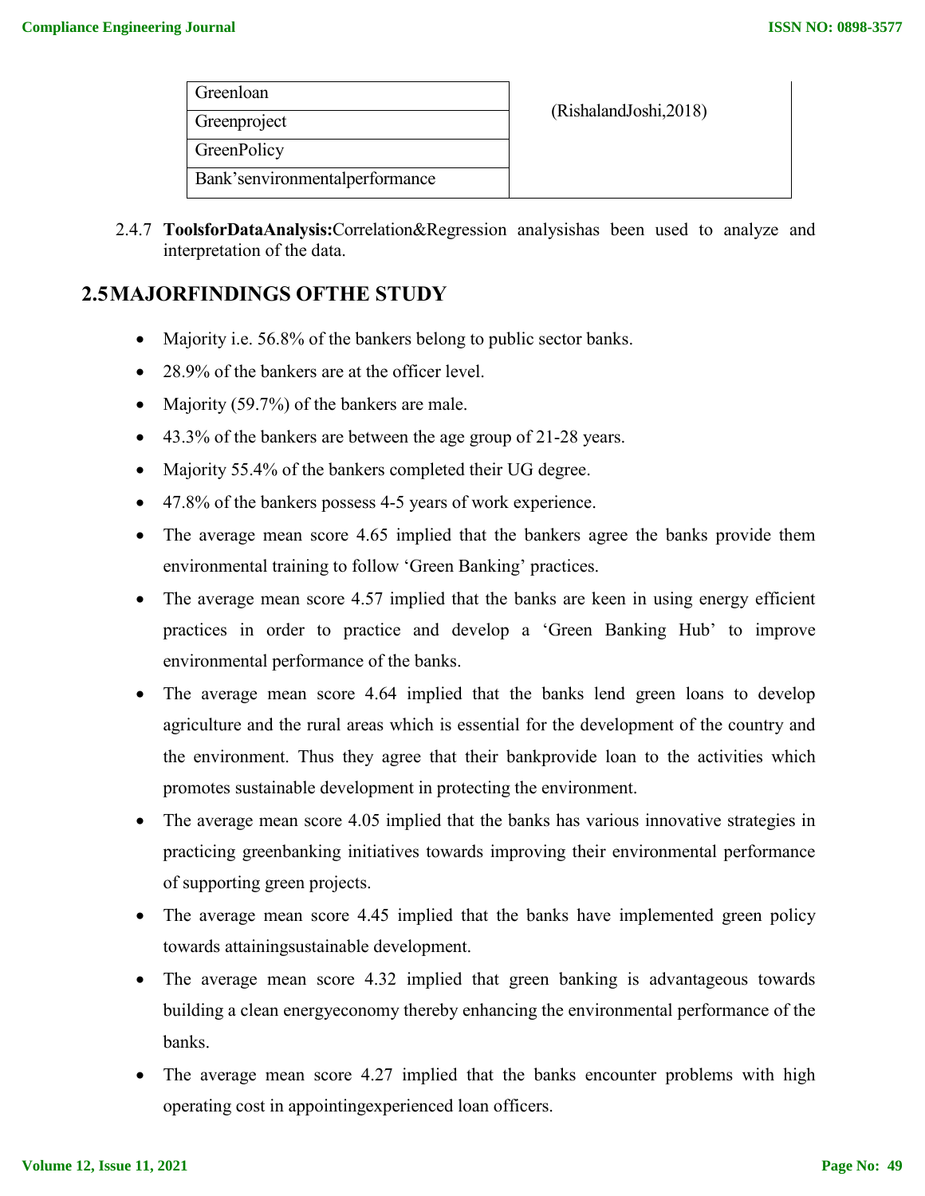| Greenloan | (RishalandJoshi,2018) |
|---|---|
| Greenproject | |
| GreenPolicy | |
| Bank'senvironmentalperformance | |

2.4.7 **ToolsforDataAnalysis:**Correlation&Regression analysishas been used to analyze and interpretation of the data.

## 2.5MAJORFINDINGS OFTHE STUDY

- Majority i.e. 56.8% of the bankers belong to public sector banks.
- 28.9% of the bankers are at the officer level.
- Majority (59.7%) of the bankers are male.
- 43.3% of the bankers are between the age group of 21-28 years.
- Majority 55.4% of the bankers completed their UG degree.
- 47.8% of the bankers possess 4-5 years of work experience.
- The average mean score 4.65 implied that the bankers agree the banks provide them environmental training to follow 'Green Banking' practices.
- The average mean score 4.57 implied that the banks are keen in using energy efficient practices in order to practice and develop a 'Green Banking Hub' to improve environmental performance of the banks.
- The average mean score 4.64 implied that the banks lend green loans to develop agriculture and the rural areas which is essential for the development of the country and the environment. Thus they agree that their bankprovide loan to the activities which promotes sustainable development in protecting the environment.
- The average mean score 4.05 implied that the banks has various innovative strategies in practicing greenbanking initiatives towards improving their environmental performance of supporting green projects.
- The average mean score 4.45 implied that the banks have implemented green policy towards attainingsustainable development.
- The average mean score 4.32 implied that green banking is advantageous towards building a clean energyeconomy thereby enhancing the environmental performance of the banks.
- The average mean score 4.27 implied that the banks encounter problems with high operating cost in appointingexperienced loan officers.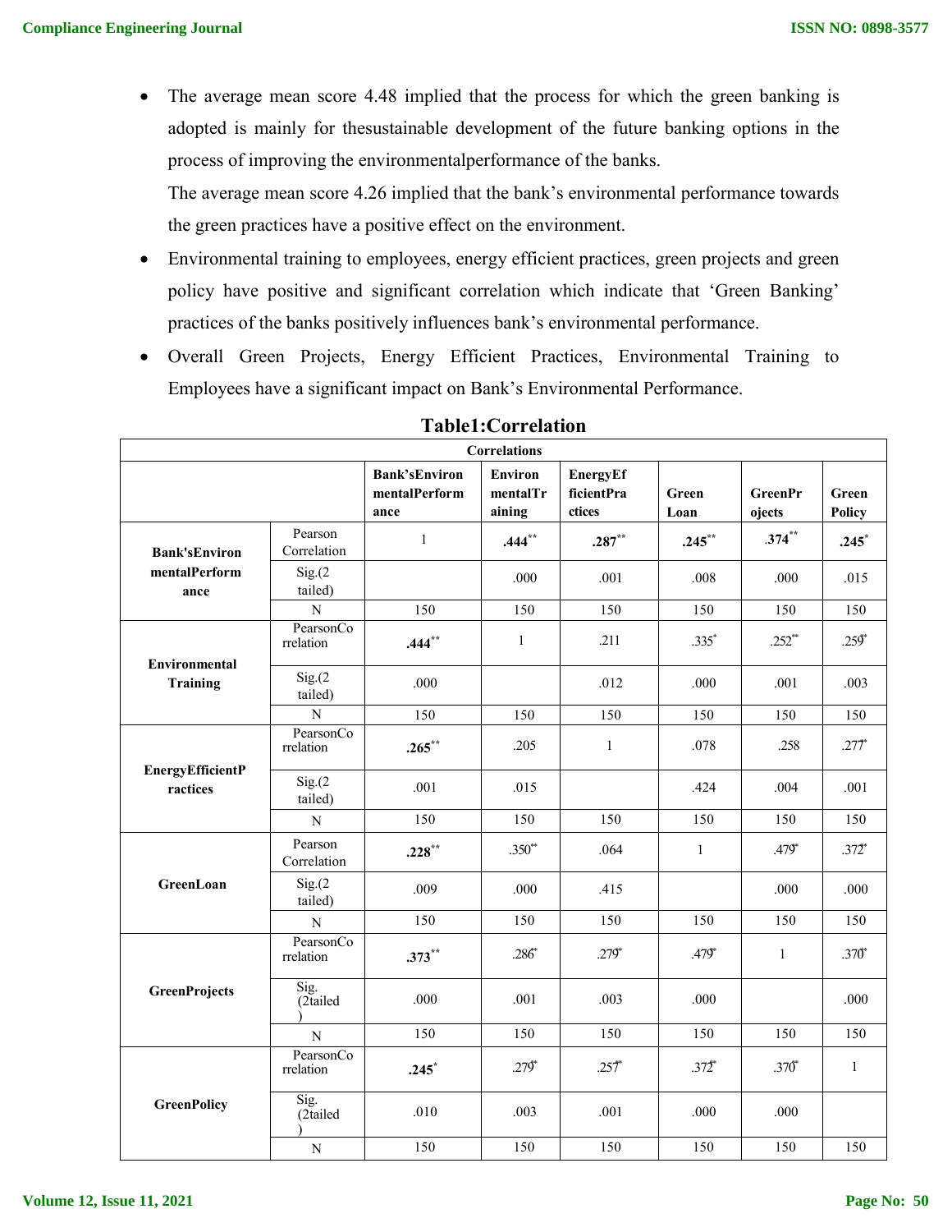- The average mean score 4.48 implied that the process for which the green banking is adopted is mainly for thesustainable development of the future banking options in the process of improving the environmentalperformance of the banks.

  The average mean score 4.26 implied that the bank's environmental performance towards the green practices have a positive effect on the environment.
- Environmental training to employees, energy efficient practices, green projects and green policy have positive and significant correlation which indicate that 'Green Banking' practices of the banks positively influences bank's environmental performance.
- Overall Green Projects, Energy Efficient Practices, Environmental Training to Employees have a significant impact on Bank's Environmental Performance.

**Table1:Correlation**

| Correlations | | | | | | | |
|---|---|---|---|---|---|---|---|
| | | Bank'sEnvironmentalPerformance | EnvironmentalTraining | EnergyEfficientPractices | Green Loan | GreenProjects | Green Policy |
| **Bank'sEnvironmentalPerformance** | Pearson Correlation | 1 | **.444**\*\* | **.287**\*\* | **.245**\*\* | .374\*\* | **.245**\* |
| | Sig.(2 tailed) | | .000 | .001 | .008 | .000 | .015 |
| | N | 150 | 150 | 150 | 150 | 150 | 150 |
| **Environmental Training** | PearsonCorrelation | **.444**\*\* | 1 | .211 | .335\* | .252\*\* | .259\* |
| | Sig.(2 tailed) | .000 | | .012 | .000 | .001 | .003 |
| | N | 150 | 150 | 150 | 150 | 150 | 150 |
| **EnergyEfficientPractices** | PearsonCorrelation | **.265**\*\* | .205 | 1 | .078 | .258 | .277\* |
| | Sig.(2 tailed) | .001 | .015 | | .424 | .004 | .001 |
| | N | 150 | 150 | 150 | 150 | 150 | 150 |
| **GreenLoan** | Pearson Correlation | **.228**\*\* | .350\*\* | .064 | 1 | .479\* | .372\* |
| | Sig.(2 tailed) | .009 | .000 | .415 | | .000 | .000 |
| | N | 150 | 150 | 150 | 150 | 150 | 150 |
| **GreenProjects** | PearsonCorrelation | **.373**\*\* | .286\* | .279\* | .479\* | 1 | .370\* |
| | Sig. (2tailed) | .000 | .001 | .003 | .000 | | .000 |
| | N | 150 | 150 | 150 | 150 | 150 | 150 |
| **GreenPolicy** | PearsonCorrelation | **.245**\* | .279\* | .257\* | .372\* | .370\* | 1 |
| | Sig. (2tailed) | .010 | .003 | .001 | .000 | .000 | |
| | N | 150 | 150 | 150 | 150 | 150 | 150 |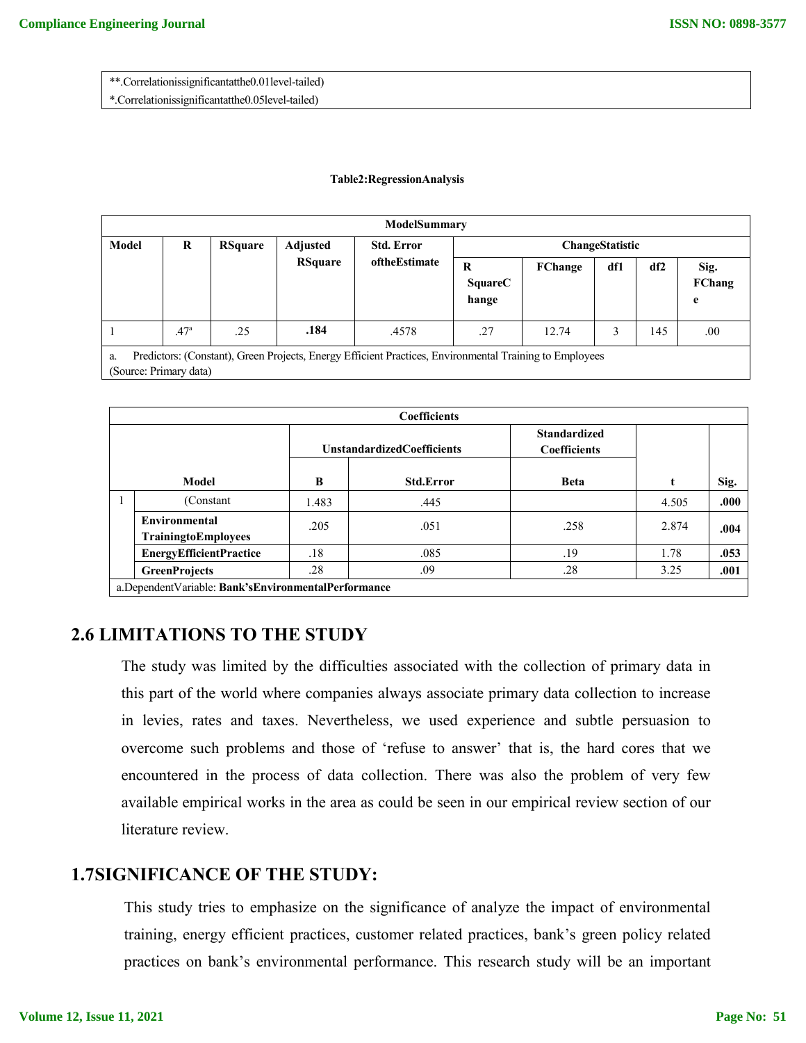| **.Correlationissignificantatthe0.01level-tailed) |
|---|
| *.Correlationissignificantatthe0.05level-tailed) |

**Table2:RegressionAnalysis**

| ModelSummary | | | | | | | | | |
|---|---|---|---|---|---|---|---|---|---|
| **Model** | **R** | **RSquare** | **Adjusted RSquare** | **Std. Error oftheEstimate** | **ChangeStatistic** | | | | |
| | | | | | **R SquareChange** | **FChange** | **df1** | **df2** | **Sig. FChange** |
| 1 | .47[a] | .25 | **.184** | .4578 | .27 | 12.74 | 3 | 145 | .00 |
| a. Predictors: (Constant), Green Projects, Energy Efficient Practices, Environmental Training to Employees (Source: Primary data) | | | | | | | | | |

| Coefficients | | | | | | |
|---|---|---|---|---|---|---|
| | | **UnstandardizedCoefficients** | | **Standardized Coefficients** | | |
| **Model** | | **B** | **Std.Error** | **Beta** | **t** | **Sig.** |
| 1 | (Constant | 1.483 | .445 | | 4.505 | **.000** |
| | **Environmental TrainingtoEmployees** | .205 | .051 | .258 | 2.874 | **.004** |
| | **EnergyEfficientPractice** | .18 | .085 | .19 | 1.78 | **.053** |
| | **GreenProjects** | .28 | .09 | .28 | 3.25 | **.001** |
| a.DependentVariable: **Bank'sEnvironmentalPerformance** | | | | | | |

## 2.6 LIMITATIONS TO THE STUDY

The study was limited by the difficulties associated with the collection of primary data in this part of the world where companies always associate primary data collection to increase in levies, rates and taxes. Nevertheless, we used experience and subtle persuasion to overcome such problems and those of 'refuse to answer' that is, the hard cores that we encountered in the process of data collection. There was also the problem of very few available empirical works in the area as could be seen in our empirical review section of our literature review.

## 1.7SIGNIFICANCE OF THE STUDY:

This study tries to emphasize on the significance of analyze the impact of environmental training, energy efficient practices, customer related practices, bank's green policy related practices on bank's environmental performance. This research study will be an important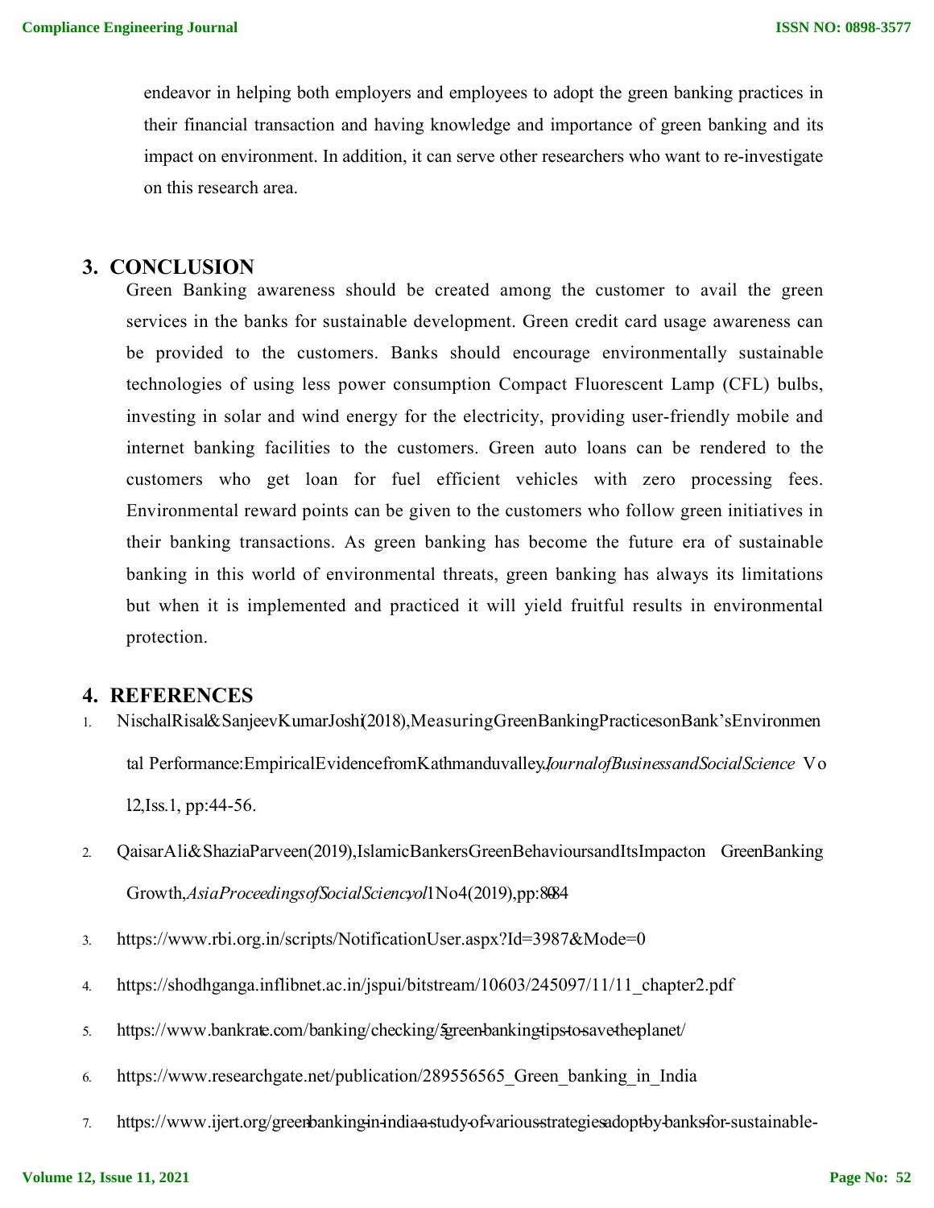endeavor in helping both employers and employees to adopt the green banking practices in their financial transaction and having knowledge and importance of green banking and its impact on environment. In addition, it can serve other researchers who want to re-investigate on this research area.

## 3. CONCLUSION

Green Banking awareness should be created among the customer to avail the green services in the banks for sustainable development. Green credit card usage awareness can be provided to the customers. Banks should encourage environmentally sustainable technologies of using less power consumption Compact Fluorescent Lamp (CFL) bulbs, investing in solar and wind energy for the electricity, providing user-friendly mobile and internet banking facilities to the customers. Green auto loans can be rendered to the customers who get loan for fuel efficient vehicles with zero processing fees. Environmental reward points can be given to the customers who follow green initiatives in their banking transactions. As green banking has become the future era of sustainable banking in this world of environmental threats, green banking has always its limitations but when it is implemented and practiced it will yield fruitful results in environmental protection.

## 4. REFERENCES

1. Nischal Risal & Sanjeev Kumar Joshi (2018), Measuring Green Banking Practices on Bank's Environmental Performance: Empirical Evidence from Kathmandu valley, *Journal of Business and Social Science* Vol 2, Iss. 1, pp:44-56.
2. Qaisar Ali & Shazia Parveen (2019), Islamic Bankers Green Behaviours and Its Impact on Green Banking Growth, *Asia Proceedings of Social Sciences* vol 1 No 4 (2019), pp: 80-84
3. https://www.rbi.org.in/scripts/NotificationUser.aspx?Id=3987&Mode=0
4. https://shodhganga.inflibnet.ac.in/jspui/bitstream/10603/245097/11/11_chapter2.pdf
5. https://www.bankrate.com/banking/checking/5-green-banking-tips-to-save-the-planet/
6. https://www.researchgate.net/publication/289556565_Green_banking_in_India
7. https://www.ijert.org/green-banking-in-india-a-study-of-various-strategies-adopt-by-banks-for-sustainable-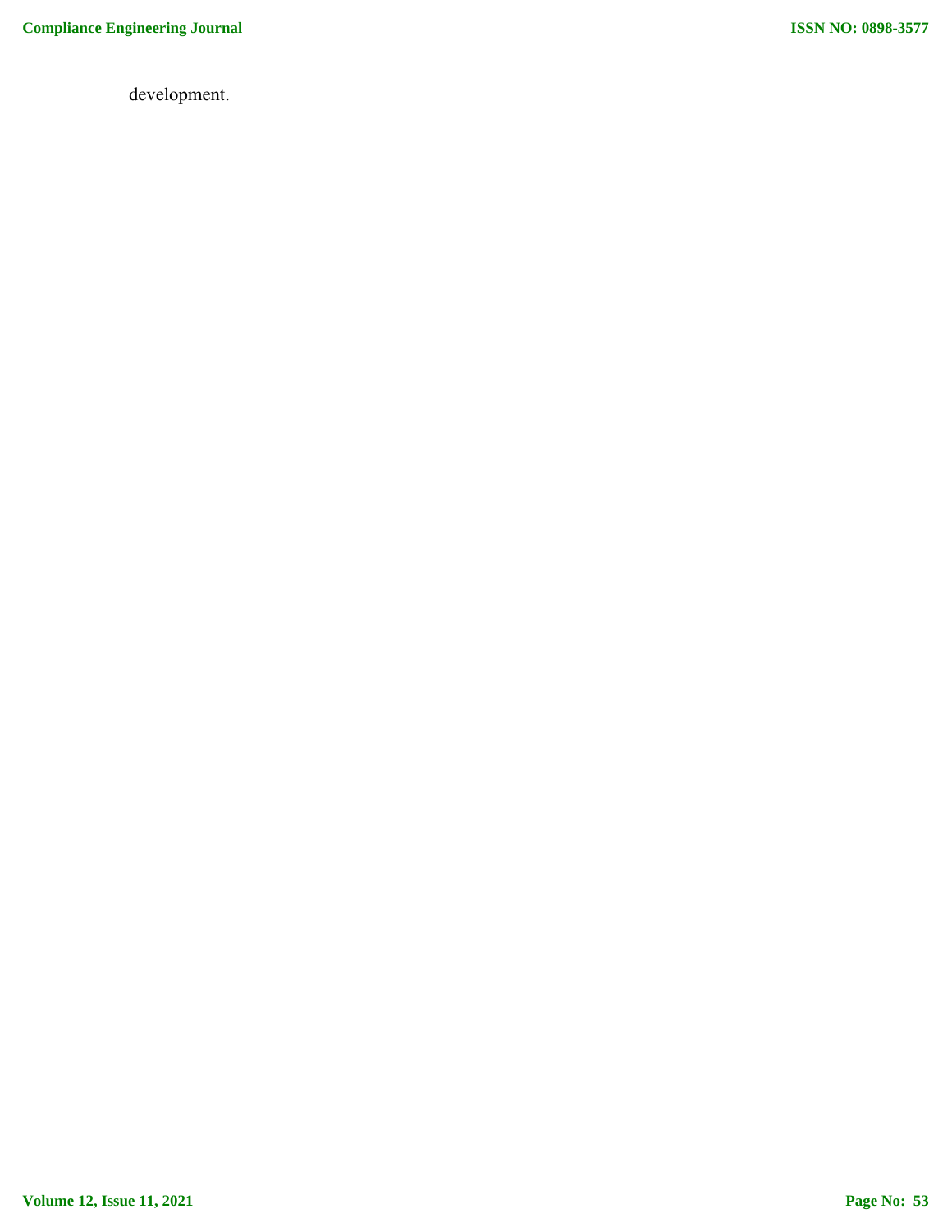development.